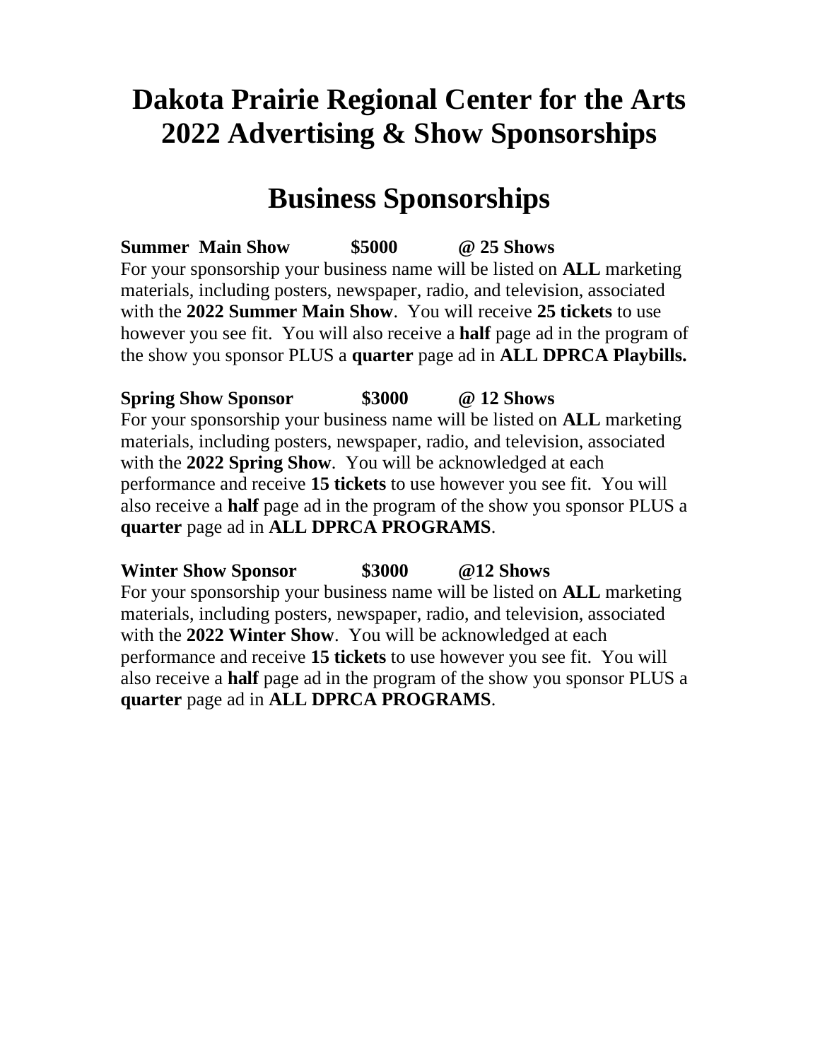# Dakota Prairie Regional Center for the Arts
# 2022 Advertising & Show Sponsorships

## Business Sponsorships

**Summer Main Show $5000 @ 25 Shows**
For your sponsorship your business name will be listed on **ALL** marketing materials, including posters, newspaper, radio, and television, associated with the **2022 Summer Main Show**. You will receive **25 tickets** to use however you see fit. You will also receive a **half** page ad in the program of the show you sponsor PLUS a **quarter** page ad in **ALL DPRCA Playbills.**

**Spring Show Sponsor $3000 @ 12 Shows**
For your sponsorship your business name will be listed on **ALL** marketing materials, including posters, newspaper, radio, and television, associated with the **2022 Spring Show**. You will be acknowledged at each performance and receive **15 tickets** to use however you see fit. You will also receive a **half** page ad in the program of the show you sponsor PLUS a **quarter** page ad in **ALL DPRCA PROGRAMS**.

**Winter Show Sponsor $3000 @12 Shows**
For your sponsorship your business name will be listed on **ALL** marketing materials, including posters, newspaper, radio, and television, associated with the **2022 Winter Show**. You will be acknowledged at each performance and receive **15 tickets** to use however you see fit. You will also receive a **half** page ad in the program of the show you sponsor PLUS a **quarter** page ad in **ALL DPRCA PROGRAMS**.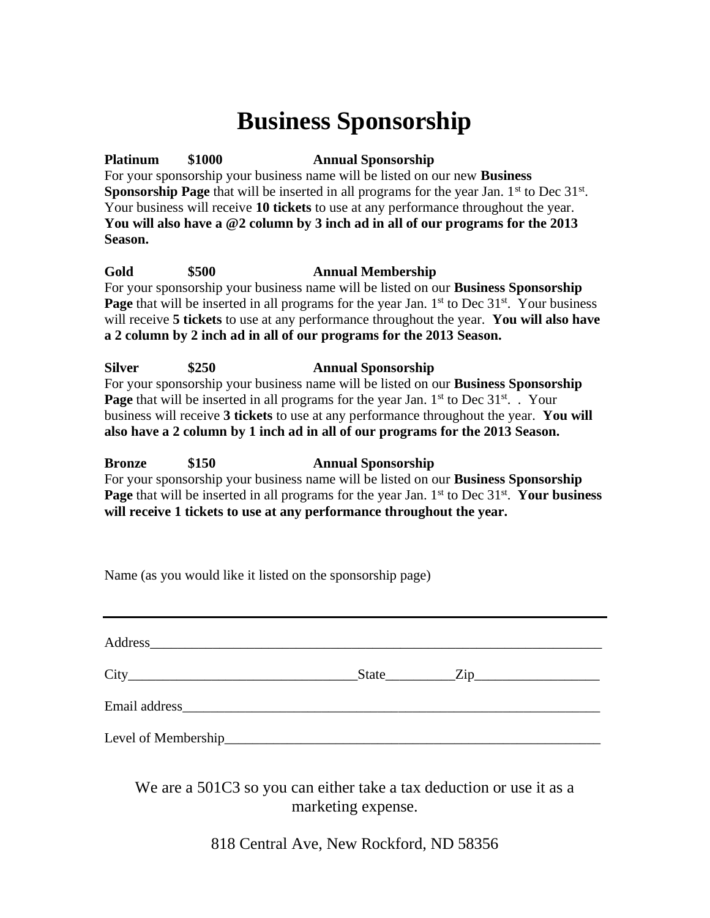# Business Sponsorship

**Platinum $1000 Annual Sponsorship**
For your sponsorship your business name will be listed on our new **Business Sponsorship Page** that will be inserted in all programs for the year Jan. 1st to Dec 31st. Your business will receive **10 tickets** to use at any performance throughout the year. **You will also have a @2 column by 3 inch ad in all of our programs for the 2013 Season.**

**Gold $500 Annual Membership**
For your sponsorship your business name will be listed on our **Business Sponsorship Page** that will be inserted in all programs for the year Jan. 1st to Dec 31st. Your business will receive **5 tickets** to use at any performance throughout the year. **You will also have a 2 column by 2 inch ad in all of our programs for the 2013 Season.**

**Silver $250 Annual Sponsorship**
For your sponsorship your business name will be listed on our **Business Sponsorship Page** that will be inserted in all programs for the year Jan. 1st to Dec 31st. . Your business will receive **3 tickets** to use at any performance throughout the year. **You will also have a 2 column by 1 inch ad in all of our programs for the 2013 Season.**

**Bronze $150 Annual Sponsorship**
For your sponsorship your business name will be listed on our **Business Sponsorship Page** that will be inserted in all programs for the year Jan. 1st to Dec 31st. **Your business will receive 1 tickets to use at any performance throughout the year.**

Name (as you would like it listed on the sponsorship page)

---

Address_____________________________________________________________________

City_________________________________State__________Zip__________________

Email address_______________________________________________________________

Level of Membership__________________________________________________________

We are a 501C3 so you can either take a tax deduction or use it as a marketing expense.

818 Central Ave, New Rockford, ND 58356